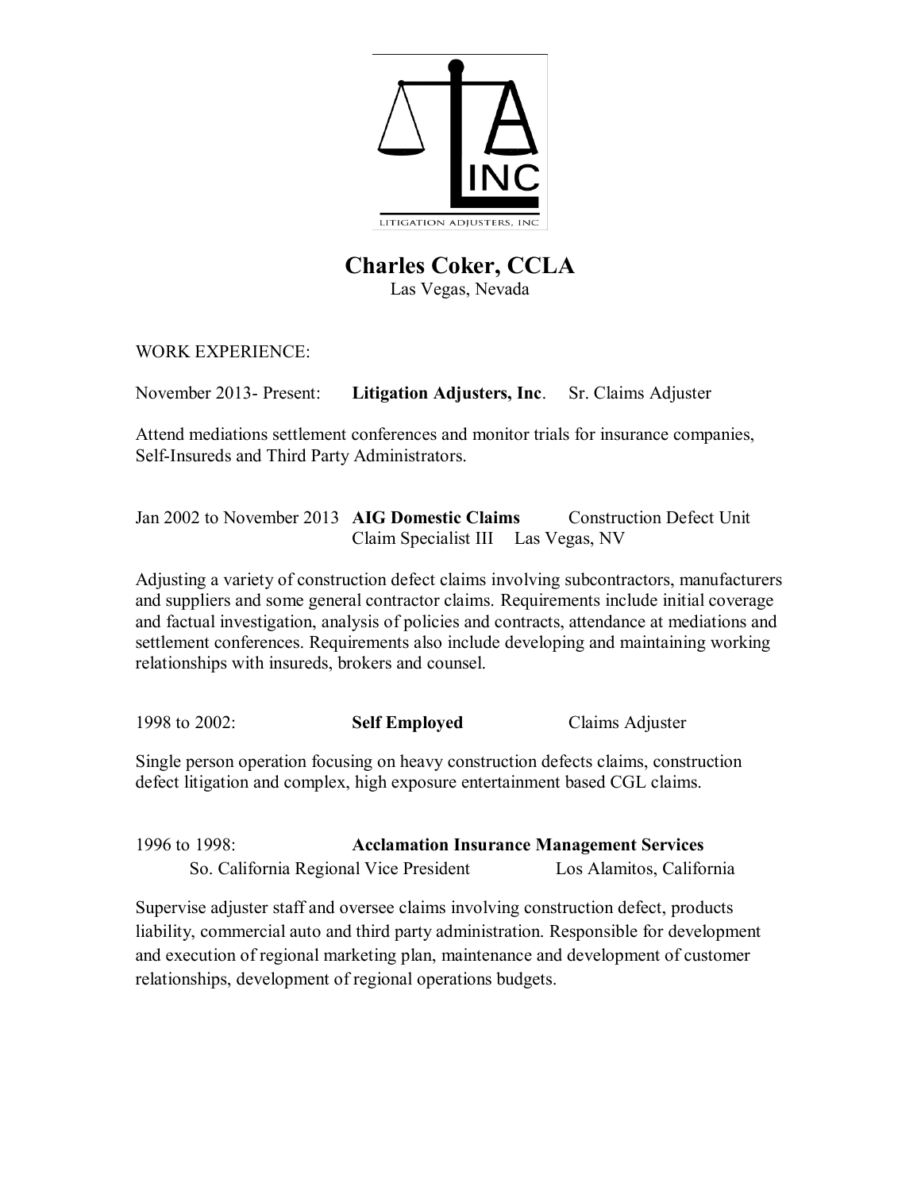LITIGATION ADJUSTERS, INC

# Charles Coker, CCLA

Las Vegas, Nevada

WORK EXPERIENCE:

November 2013- Present: **Litigation Adjusters, Inc**. Sr. Claims Adjuster

Attend mediations settlement conferences and monitor trials for insurance companies, Self-Insureds and Third Party Administrators.

Jan 2002 to November 2013 **AIG Domestic Claims** Construction Defect Unit
Claim Specialist III Las Vegas, NV

Adjusting a variety of construction defect claims involving subcontractors, manufacturers and suppliers and some general contractor claims. Requirements include initial coverage and factual investigation, analysis of policies and contracts, attendance at mediations and settlement conferences. Requirements also include developing and maintaining working relationships with insureds, brokers and counsel.

1998 to 2002: **Self Employed** Claims Adjuster

Single person operation focusing on heavy construction defects claims, construction defect litigation and complex, high exposure entertainment based CGL claims.

1996 to 1998: **Acclamation Insurance Management Services**
So. California Regional Vice President Los Alamitos, California

Supervise adjuster staff and oversee claims involving construction defect, products liability, commercial auto and third party administration. Responsible for development and execution of regional marketing plan, maintenance and development of customer relationships, development of regional operations budgets.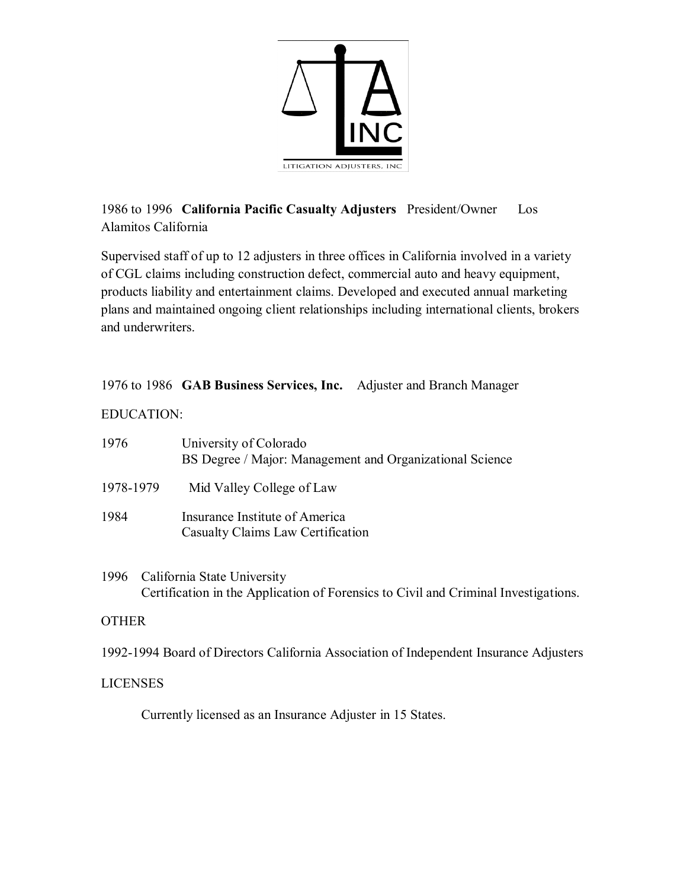1986 to 1996 **California Pacific Casualty Adjusters** President/Owner Los Alamitos California

Supervised staff of up to 12 adjusters in three offices in California involved in a variety of CGL claims including construction defect, commercial auto and heavy equipment, products liability and entertainment claims. Developed and executed annual marketing plans and maintained ongoing client relationships including international clients, brokers and underwriters.

1976 to 1986 **GAB Business Services, Inc.** Adjuster and Branch Manager

EDUCATION:

| | |
|---|---|
| 1976 | University of Colorado<br>BS Degree / Major: Management and Organizational Science |
| 1978-1979 | Mid Valley College of Law |
| 1984 | Insurance Institute of America<br>Casualty Claims Law Certification |
| 1996 | California State University<br>Certification in the Application of Forensics to Civil and Criminal Investigations. |

OTHER

1992-1994 Board of Directors California Association of Independent Insurance Adjusters

LICENSES

Currently licensed as an Insurance Adjuster in 15 States.